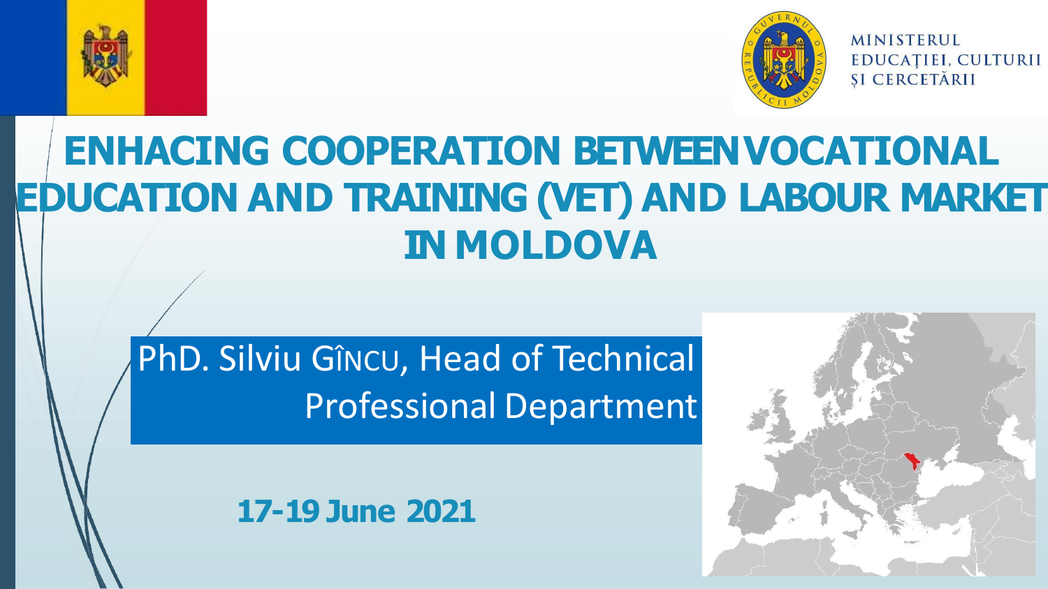MINISTERUL EDUCAȚIEI, CULTURII ȘI CERCETĂRII

# ENHACING COOPERATION BETWEEN VOCATIONAL EDUCATION AND TRAINING (VET) AND LABOUR MARKET IN MOLDOVA

PhD. Silviu GÎNCU, Head of Technical Professional Department

**17-19 June 2021**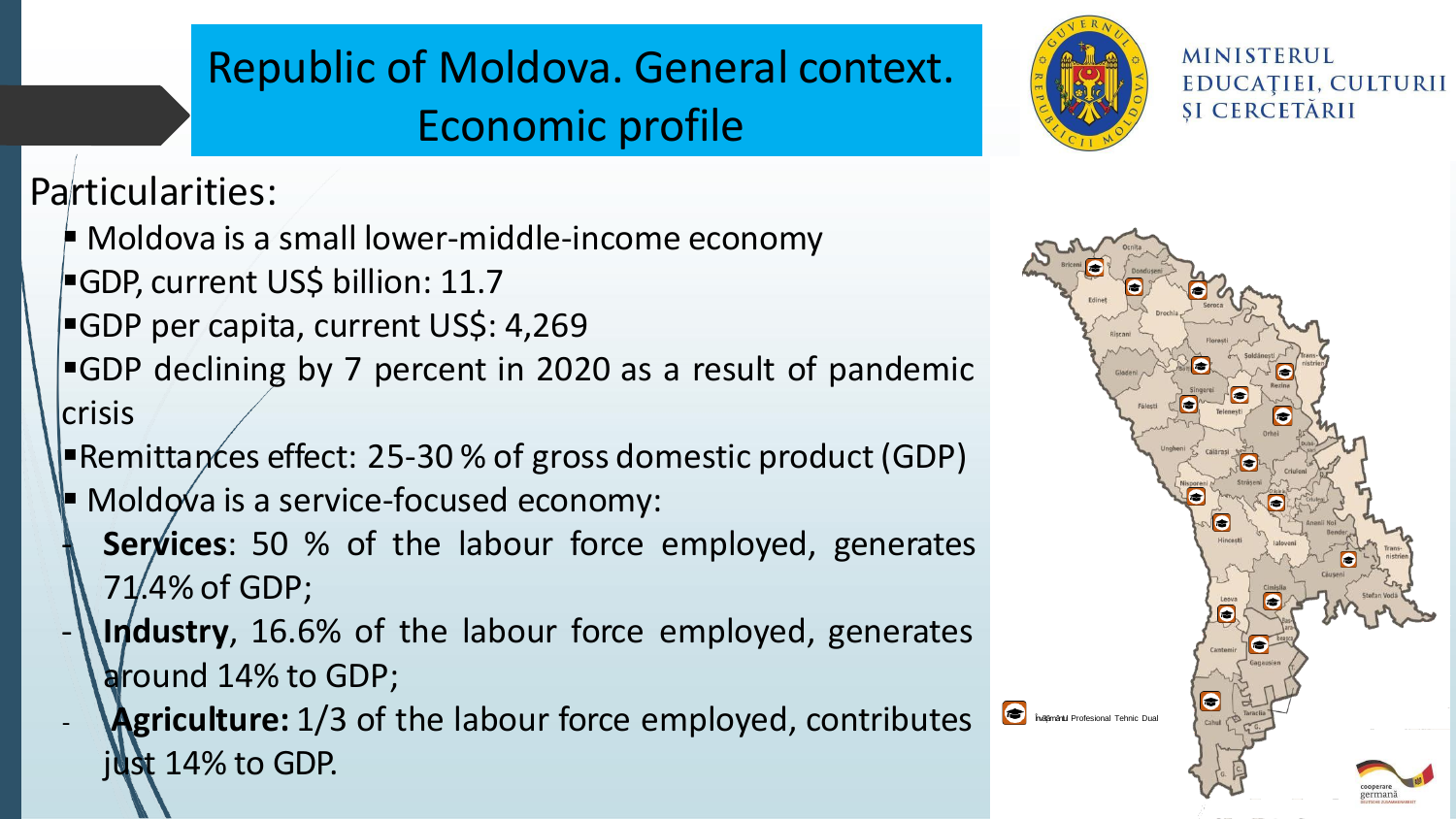# Republic of Moldova. General context. Economic profile

MINISTERUL EDUCAȚIEI, CULTURII ȘI CERCETĂRII

Particularities:

- Moldova is a small lower-middle-income economy
- GDP, current US$ billion: 11.7
- GDP per capita, current US$: 4,269
- GDP declining by 7 percent in 2020 as a result of pandemic crisis
- Remittances effect: 25-30 % of gross domestic product (GDP)
- Moldova is a service-focused economy:
  - **Services**: 50 % of the labour force employed, generates 71.4% of GDP;
  - **Industry**, 16.6% of the labour force employed, generates around 14% to GDP;
  - **Agriculture:** 1/3 of the labour force employed, contributes just 14% to GDP.

Învățământul Profesional Tehnic Dual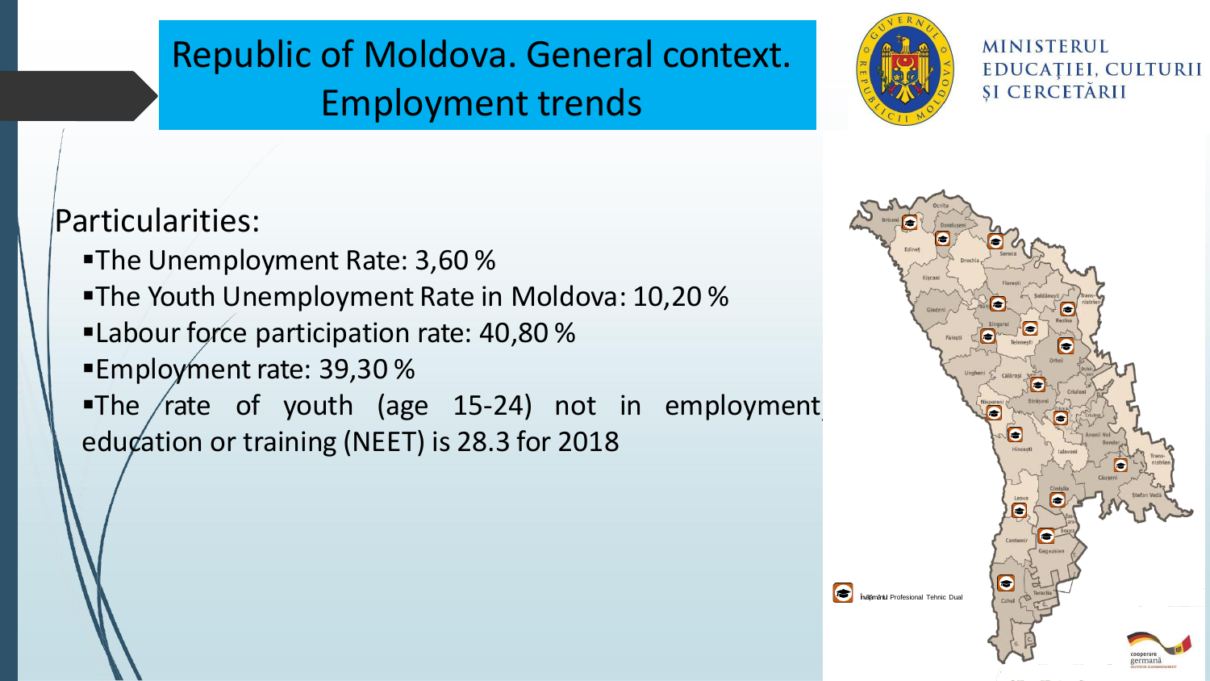# Republic of Moldova. General context. Employment trends

MINISTERUL EDUCAȚIEI, CULTURII ȘI CERCETĂRII

Particularities:

- The Unemployment Rate: 3,60 %
- The Youth Unemployment Rate in Moldova: 10,20 %
- Labour force participation rate: 40,80 %
- Employment rate: 39,30 %
- The rate of youth (age 15-24) not in employment, education or training (NEET) is 28.3 for 2018

Învățământul Profesional Tehnic Dual

cooperare germană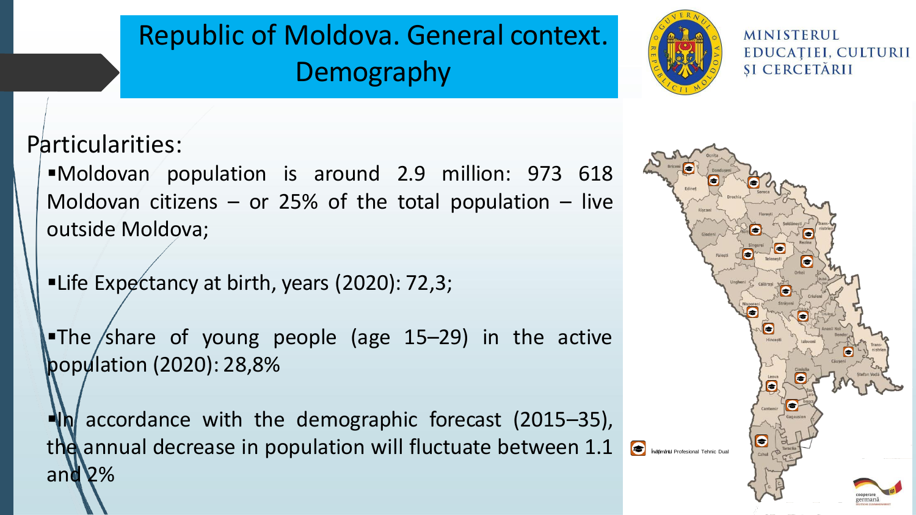# Republic of Moldova. General context. Demography

MINISTERUL EDUCAȚIEI, CULTURII ȘI CERCETĂRII

Particularities:

- Moldovan population is around 2.9 million: 973 618 Moldovan citizens – or 25% of the total population – live outside Moldova;
- Life Expectancy at birth, years (2020): 72,3;
- The share of young people (age 15–29) in the active population (2020): 28,8%
- In accordance with the demographic forecast (2015–35), the annual decrease in population will fluctuate between 1.1 and 2%

Învățământul Profesional Tehnic Dual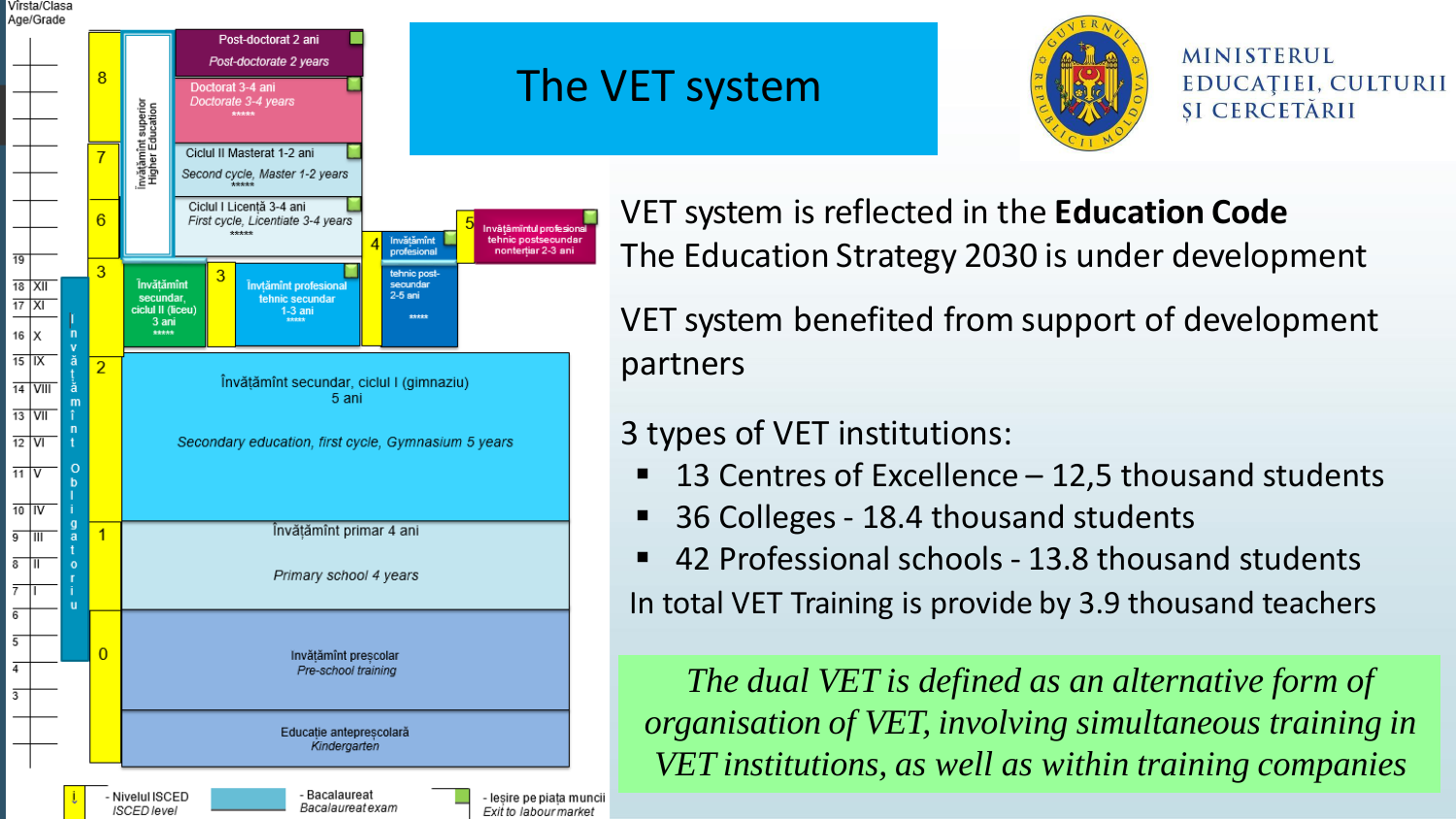# The VET system

MINISTERUL EDUCAȚIEI, CULTURII ȘI CERCETĂRII

Vîrsta/Clasa
Age/Grade

| ISCED | Level |
|---|---|
| 8 | Post-doctorat 2 ani / *Post-doctorate 2 years*; Doctorat 3-4 ani / *Doctorate 3-4 years* |
| 7 | Ciclul II Masterat 1-2 ani / *Second cycle, Master 1-2 years* |
| 6 | Ciclul I Licență 3-4 ani / *First cycle, Licentiate 3-4 years* |
| 5 | Învățămîntul profesional tehnic postsecundar nonterțiar 2-3 ani |
| 4 | Învățămînt profesional tehnic post-secundar 2-5 ani |
| 3 | Învățămînt secundar, ciclul II (liceu) 3 ani; Învțămînt profesional tehnic secundar 1-3 ani |
| 2 | Învățămînt secundar, ciclul I (gimnaziu) 5 ani / *Secondary education, first cycle, Gymnasium 5 years* |
| 1 | Învățămînt primar 4 ani / *Primary school 4 years* |
| 0 | Învățămînt preșcolar / *Pre-school training*; Educație antepreșcolară / *Kindergarten* |

Învățămînt superior / Higher Education

Învățămînt Obligatoriu

- Nivelul ISCED / *ISCED level*
- Bacalaureat / *Bacalaureat exam*
- Ieșire pe piața muncii / *Exit to labour market*

VET system is reflected in the **Education Code**

The Education Strategy 2030 is under development

VET system benefited from support of development partners

3 types of VET institutions:

- 13 Centres of Excellence – 12,5 thousand students
- 36 Colleges - 18.4 thousand students
- 42 Professional schools - 13.8 thousand students

In total VET Training is provide by 3.9 thousand teachers

*The dual VET is defined as an alternative form of organisation of VET, involving simultaneous training in VET institutions, as well as within training companies*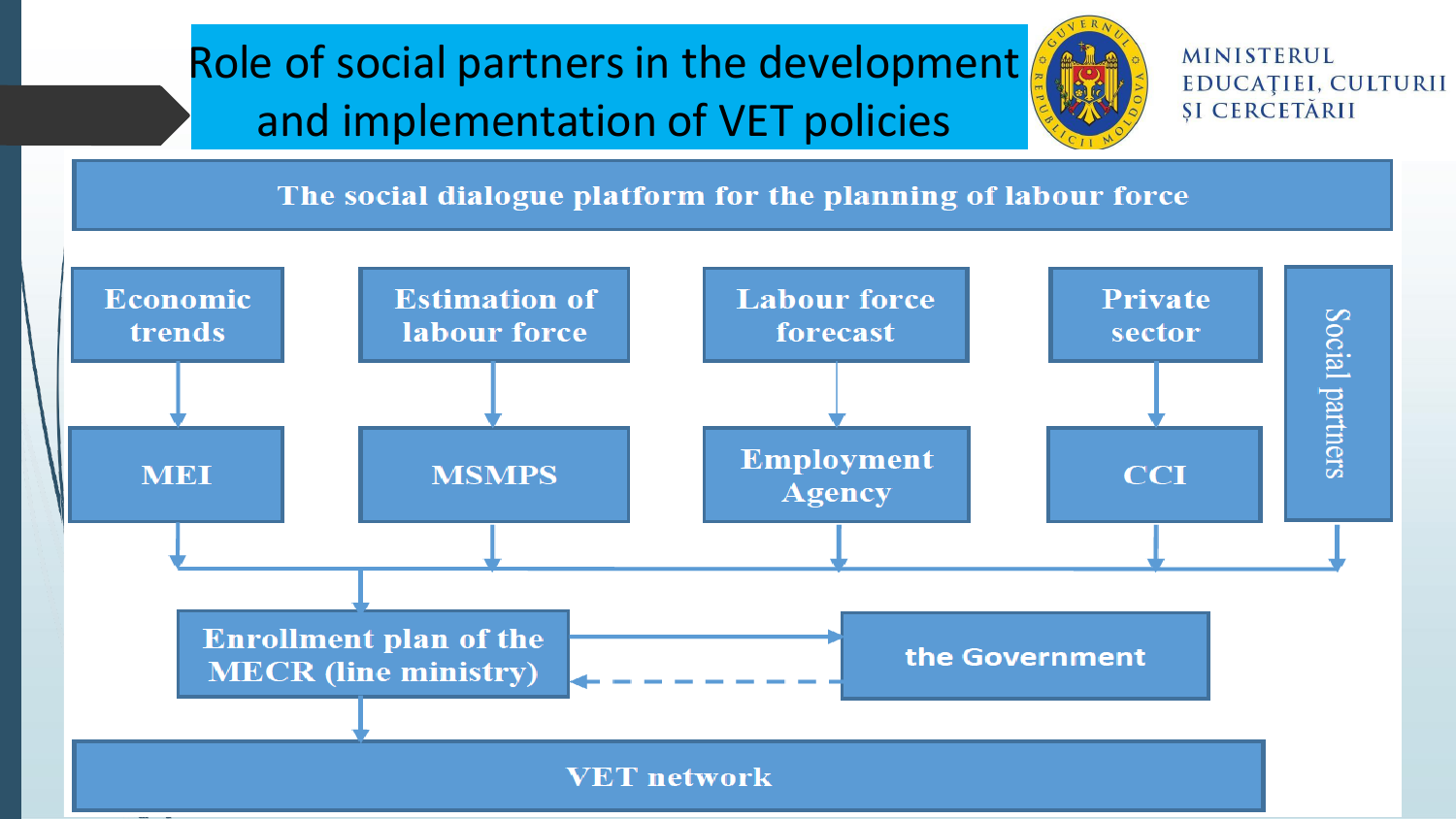# Role of social partners in the development and implementation of VET policies

MINISTERUL EDUCAȚIEI, CULTURII ȘI CERCETĂRII

**The social dialogue platform for the planning of labour force**

- **Economic trends** → **MEI**
- **Estimation of labour force** → **MSMPS**
- **Labour force forecast** → **Employment Agency**
- **Private sector** → **CCI**
- **Social partners**

→ **Enrollment plan of the MECR (line ministry)** ⇄ **the Government**

→ **VET network**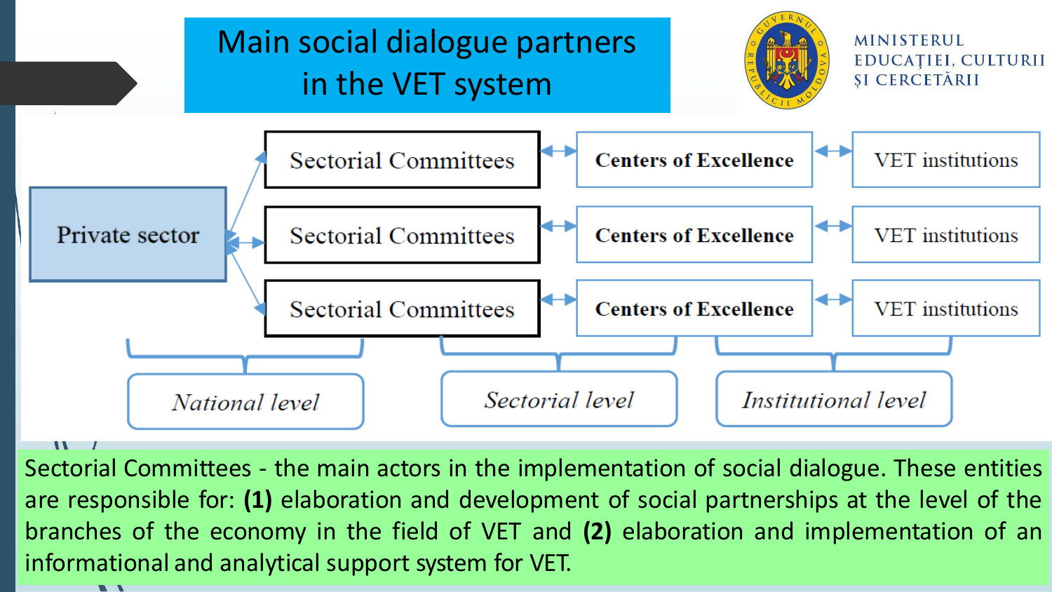# Main social dialogue partners in the VET system

MINISTERUL EDUCAȚIEI, CULTURII ȘI CERCETĂRII

Private sector

| National level | Sectorial level | Institutional level |
| --- | --- | --- |
| Sectorial Committees | Centers of Excellence | VET institutions |
| Sectorial Committees | Centers of Excellence | VET institutions |
| Sectorial Committees | Centers of Excellence | VET institutions |

Sectorial Committees - the main actors in the implementation of social dialogue. These entities are responsible for: **(1)** elaboration and development of social partnerships at the level of the branches of the economy in the field of VET and **(2)** elaboration and implementation of an informational and analytical support system for VET.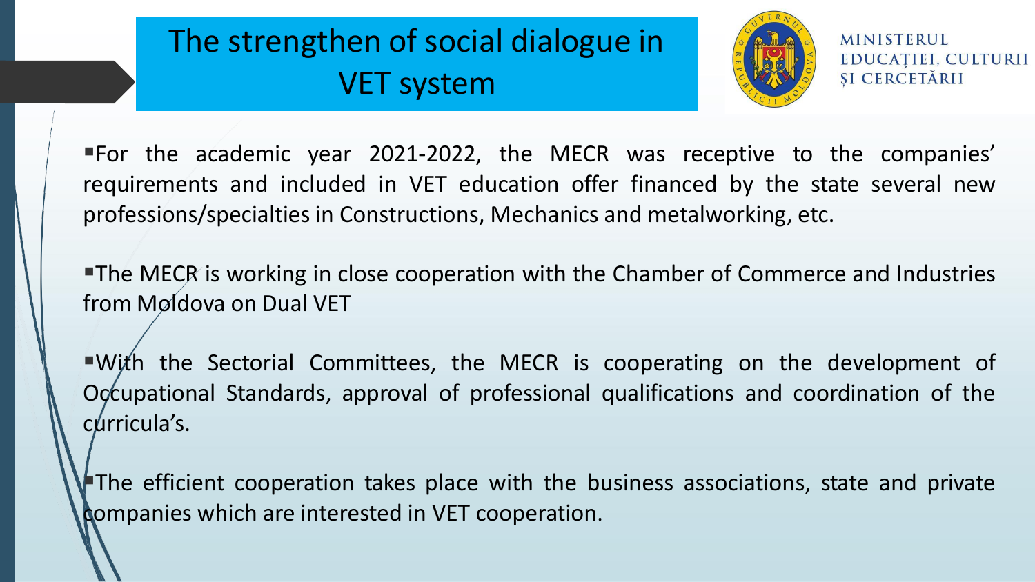# The strengthen of social dialogue in VET system

MINISTERUL EDUCAȚIEI, CULTURII ȘI CERCETĂRII

- For the academic year 2021-2022, the MECR was receptive to the companies' requirements and included in VET education offer financed by the state several new professions/specialties in Constructions, Mechanics and metalworking, etc.
- The MECR is working in close cooperation with the Chamber of Commerce and Industries from Moldova on Dual VET
- With the Sectorial Committees, the MECR is cooperating on the development of Occupational Standards, approval of professional qualifications and coordination of the curricula's.
- The efficient cooperation takes place with the business associations, state and private companies which are interested in VET cooperation.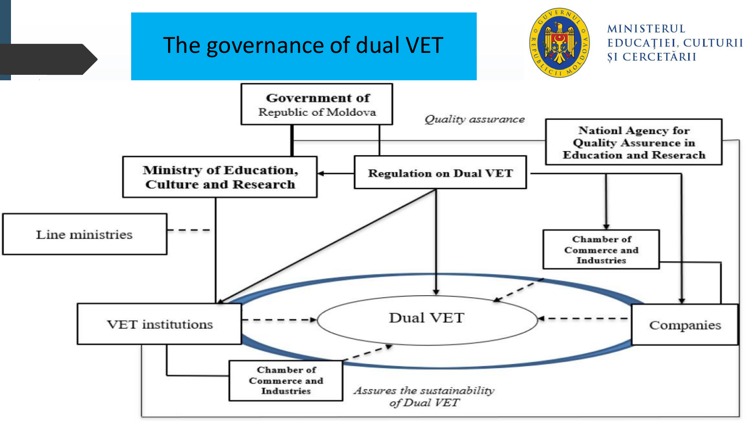# The governance of dual VET

MINISTERUL EDUCAȚIEI, CULTURII ȘI CERCETĂRII

**Government of** Republic of Moldova

*Quality assurance*

**Nationl Agency for Quality Assurance in Education and Reserach**

**Ministry of Education, Culture and Research**

**Regulation on Dual VET**

Line ministries

**Chamber of Commerce and Industries**

VET institutions

Dual VET

Companies

**Chamber of Commerce and Industries**

*Assures the sustainability of Dual VET*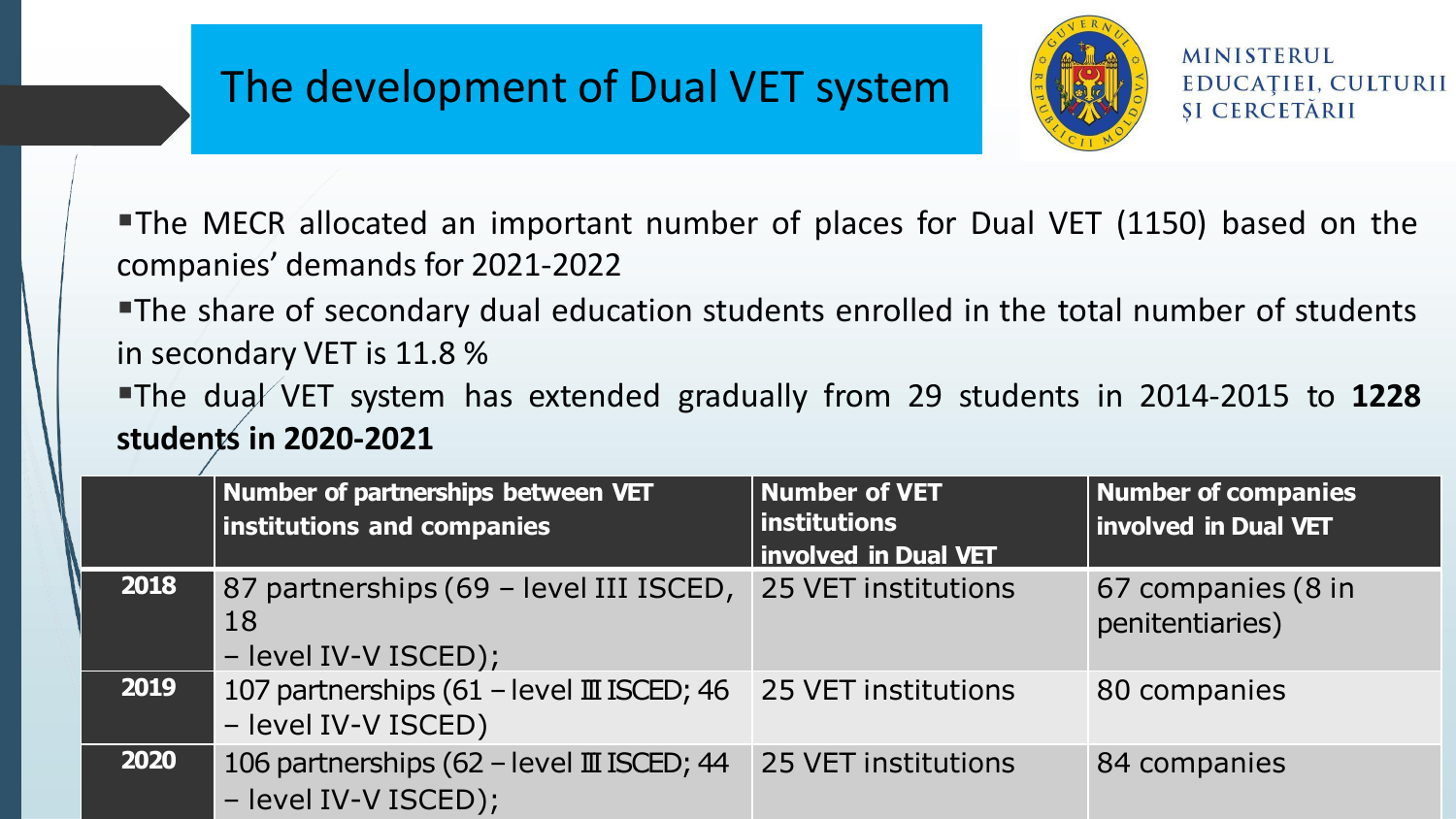# The development of Dual VET system

MINISTERUL EDUCAȚIEI, CULTURII ȘI CERCETĂRII

- The MECR allocated an important number of places for Dual VET (1150) based on the companies' demands for 2021-2022
- The share of secondary dual education students enrolled in the total number of students in secondary VET is 11.8 %
- The dual VET system has extended gradually from 29 students in 2014-2015 to **1228 students in 2020-2021**

| | **Number of partnerships between VET institutions and companies** | **Number of VET institutions involved in Dual VET** | **Number of companies involved in Dual VET** |
|---|---|---|---|
| **2018** | 87 partnerships (69 – level III ISCED, 18 – level IV-V ISCED); | 25 VET institutions | 67 companies (8 in penitentiaries) |
| **2019** | 107 partnerships (61 – level III ISCED; 46 – level IV-V ISCED) | 25 VET institutions | 80 companies |
| **2020** | 106 partnerships (62 – level III ISCED; 44 – level IV-V ISCED); | 25 VET institutions | 84 companies |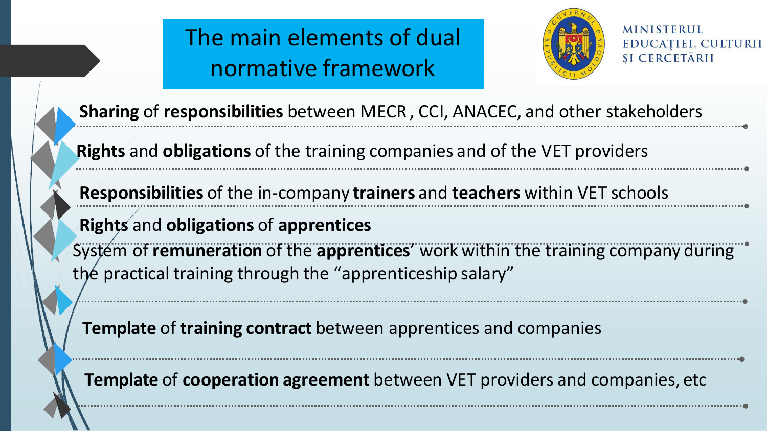# The main elements of dual normative framework

MINISTERUL EDUCAȚIEI, CULTURII ȘI CERCETĂRII

- **Sharing** of **responsibilities** between MECR , CCI, ANACEC, and other stakeholders
- **Rights** and **obligations** of the training companies and of the VET providers
- **Responsibilities** of the in-company **trainers** and **teachers** within VET schools
- **Rights** and **obligations** of **apprentices**
- System of **remuneration** of the **apprentices**' work within the training company during the practical training through the "apprenticeship salary"
- **Template** of **training contract** between apprentices and companies
- **Template** of **cooperation agreement** between VET providers and companies, etc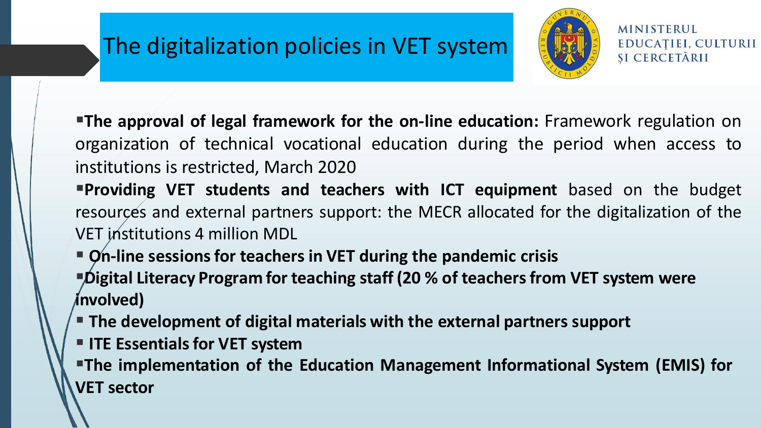# The digitalization policies in VET system

MINISTERUL EDUCAȚIEI, CULTURII ȘI CERCETĂRII

- **The approval of legal framework for the on-line education:** Framework regulation on organization of technical vocational education during the period when access to institutions is restricted, March 2020
- **Providing VET students and teachers with ICT equipment** based on the budget resources and external partners support: the MECR allocated for the digitalization of the VET institutions 4 million MDL
- **On-line sessions for teachers in VET during the pandemic crisis**
- **Digital Literacy Program for teaching staff (20 % of teachers from VET system were involved)**
- **The development of digital materials with the external partners support**
- **ITE Essentials for VET system**
- **The implementation of the Education Management Informational System (EMIS) for VET sector**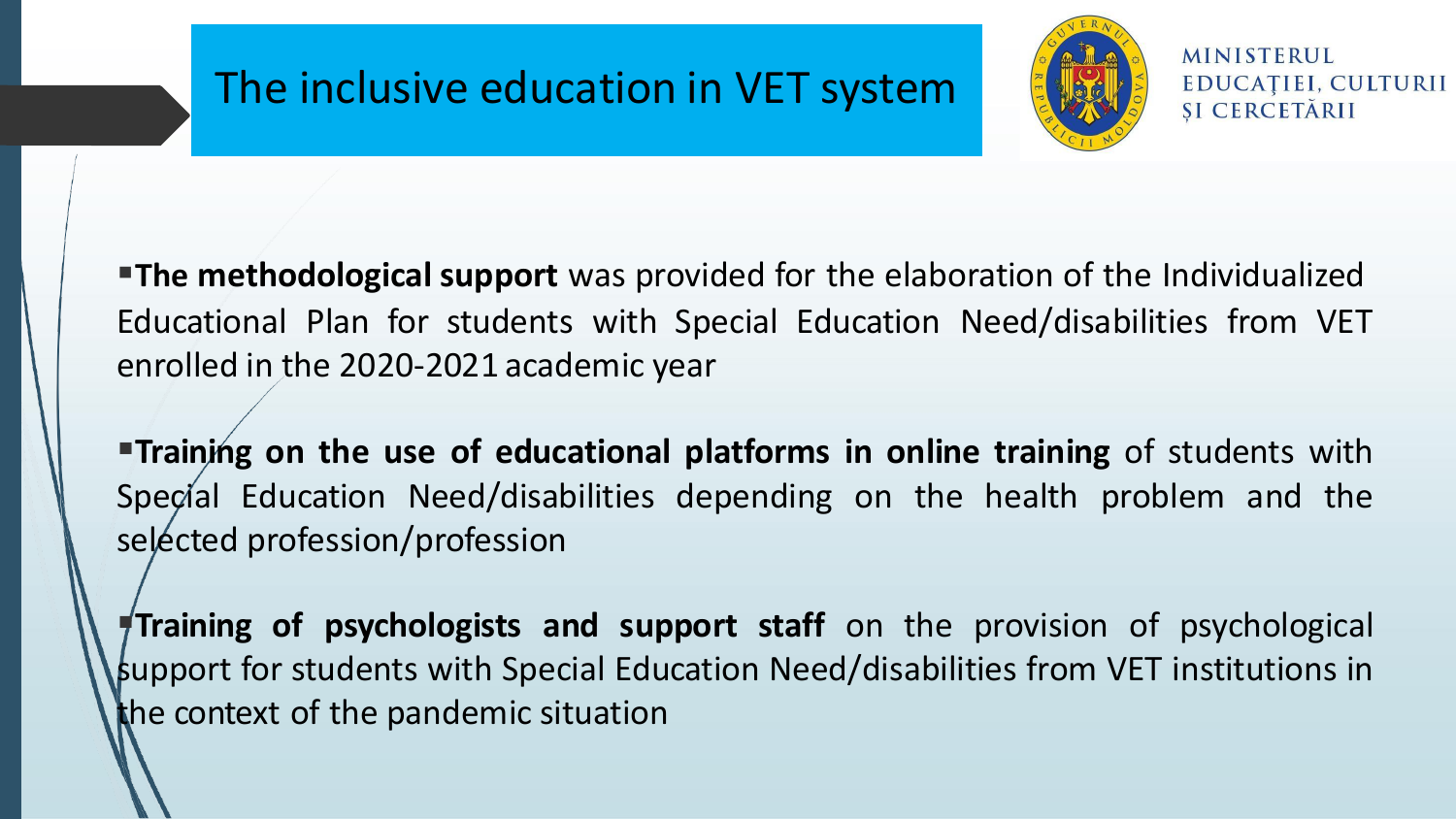# The inclusive education in VET system

MINISTERUL EDUCAȚIEI, CULTURII ȘI CERCETĂRII

- **The methodological support** was provided for the elaboration of the Individualized Educational Plan for students with Special Education Need/disabilities from VET enrolled in the 2020-2021 academic year
- **Training on the use of educational platforms in online training** of students with Special Education Need/disabilities depending on the health problem and the selected profession/profession
- **Training of psychologists and support staff** on the provision of psychological support for students with Special Education Need/disabilities from VET institutions in the context of the pandemic situation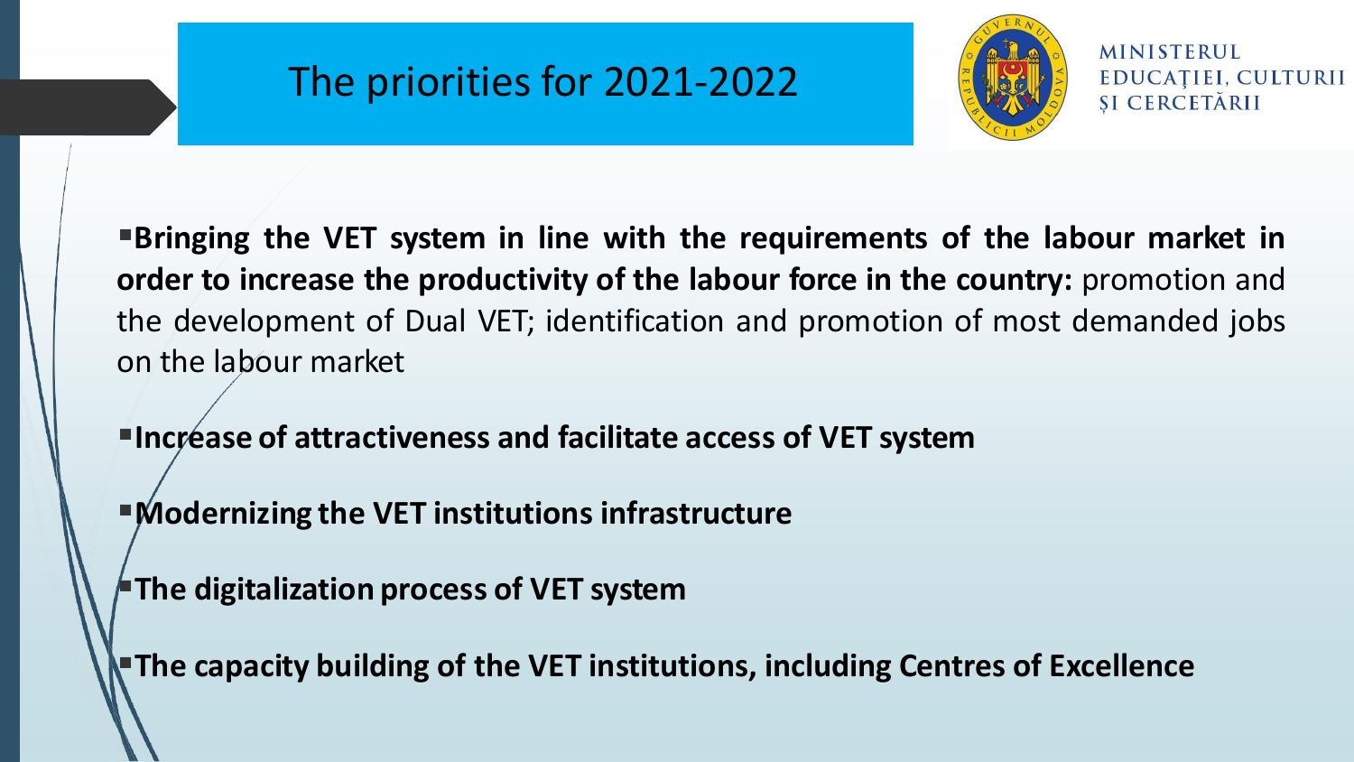# The priorities for 2021-2022

MINISTERUL EDUCAȚIEI, CULTURII ȘI CERCETĂRII

- **Bringing the VET system in line with the requirements of the labour market in order to increase the productivity of the labour force in the country:** promotion and the development of Dual VET; identification and promotion of most demanded jobs on the labour market
- **Increase of attractiveness and facilitate access of VET system**
- **Modernizing the VET institutions infrastructure**
- **The digitalization process of VET system**
- **The capacity building of the VET institutions, including Centres of Excellence**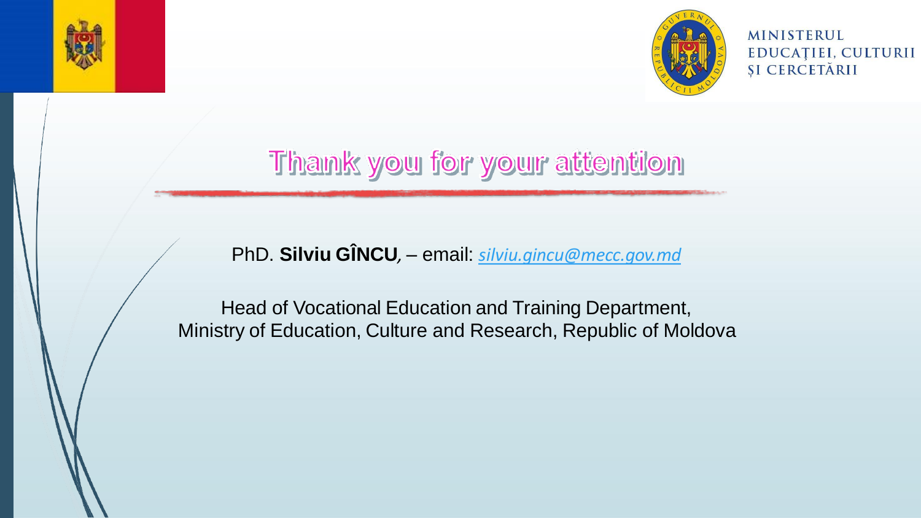MINISTERUL
EDUCAȚIEI, CULTURII
ȘI CERCETĂRII

# Thank you for your attention

PhD. **Silviu GÎNCU**, – email: *silviu.gincu@mecc.gov.md*

Head of Vocational Education and Training Department,
Ministry of Education, Culture and Research, Republic of Moldova